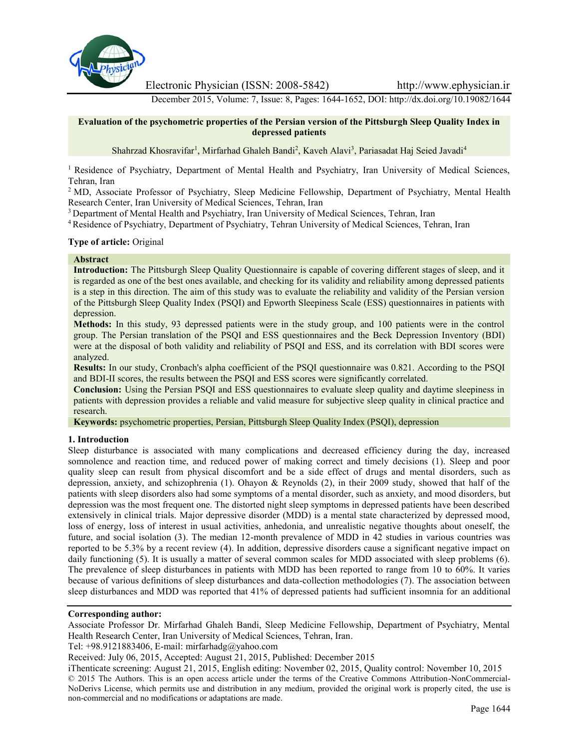# Evaluation of the psychometric properties of the Persian version of the Pittsburgh Sleep Quality Index in depressed patients

Shahrzad Khosravifar[1], Mirfarhad Ghaleh Bandi[2], Kaveh Alavi[3], Pariasadat Haj Seied Javadi[4]

[1] Residence of Psychiatry, Department of Mental Health and Psychiatry, Iran University of Medical Sciences, Tehran, Iran

[2] MD, Associate Professor of Psychiatry, Sleep Medicine Fellowship, Department of Psychiatry, Mental Health Research Center, Iran University of Medical Sciences, Tehran, Iran

[3] Department of Mental Health and Psychiatry, Iran University of Medical Sciences, Tehran, Iran

[4] Residence of Psychiatry, Department of Psychiatry, Tehran University of Medical Sciences, Tehran, Iran

**Type of article:** Original

**Abstract**

**Introduction:** The Pittsburgh Sleep Quality Questionnaire is capable of covering different stages of sleep, and it is regarded as one of the best ones available, and checking for its validity and reliability among depressed patients is a step in this direction. The aim of this study was to evaluate the reliability and validity of the Persian version of the Pittsburgh Sleep Quality Index (PSQI) and Epworth Sleepiness Scale (ESS) questionnaires in patients with depression.

**Methods:** In this study, 93 depressed patients were in the study group, and 100 patients were in the control group. The Persian translation of the PSQI and ESS questionnaires and the Beck Depression Inventory (BDI) were at the disposal of both validity and reliability of PSQI and ESS, and its correlation with BDI scores were analyzed.

**Results:** In our study, Cronbach's alpha coefficient of the PSQI questionnaire was 0.821. According to the PSQI and BDI-II scores, the results between the PSQI and ESS scores were significantly correlated.

**Conclusion:** Using the Persian PSQI and ESS questionnaires to evaluate sleep quality and daytime sleepiness in patients with depression provides a reliable and valid measure for subjective sleep quality in clinical practice and research.

**Keywords:** psychometric properties, Persian, Pittsburgh Sleep Quality Index (PSQI), depression

## 1. Introduction

Sleep disturbance is associated with many complications and decreased efficiency during the day, increased somnolence and reaction time, and reduced power of making correct and timely decisions (1). Sleep and poor quality sleep can result from physical discomfort and be a side effect of drugs and mental disorders, such as depression, anxiety, and schizophrenia (1). Ohayon & Reynolds (2), in their 2009 study, showed that half of the patients with sleep disorders also had some symptoms of a mental disorder, such as anxiety, and mood disorders, but depression was the most frequent one. The distorted night sleep symptoms in depressed patients have been described extensively in clinical trials. Major depressive disorder (MDD) is a mental state characterized by depressed mood, loss of energy, loss of interest in usual activities, anhedonia, and unrealistic negative thoughts about oneself, the future, and social isolation (3). The median 12-month prevalence of MDD in 42 studies in various countries was reported to be 5.3% by a recent review (4). In addition, depressive disorders cause a significant negative impact on daily functioning (5). It is usually a matter of several common scales for MDD associated with sleep problems (6). The prevalence of sleep disturbances in patients with MDD has been reported to range from 10 to 60%. It varies because of various definitions of sleep disturbances and data-collection methodologies (7). The association between sleep disturbances and MDD was reported that 41% of depressed patients had sufficient insomnia for an additional

**Corresponding author:**

Associate Professor Dr. Mirfarhad Ghaleh Bandi, Sleep Medicine Fellowship, Department of Psychiatry, Mental Health Research Center, Iran University of Medical Sciences, Tehran, Iran.

Tel: +98.9121883406, E-mail: mirfarhadg@yahoo.com

Received: July 06, 2015, Accepted: August 21, 2015, Published: December 2015

iThenticate screening: August 21, 2015, English editing: November 02, 2015, Quality control: November 10, 2015

© 2015 The Authors. This is an open access article under the terms of the Creative Commons Attribution-NonCommercial-NoDerivs License, which permits use and distribution in any medium, provided the original work is properly cited, the use is non-commercial and no modifications or adaptations are made.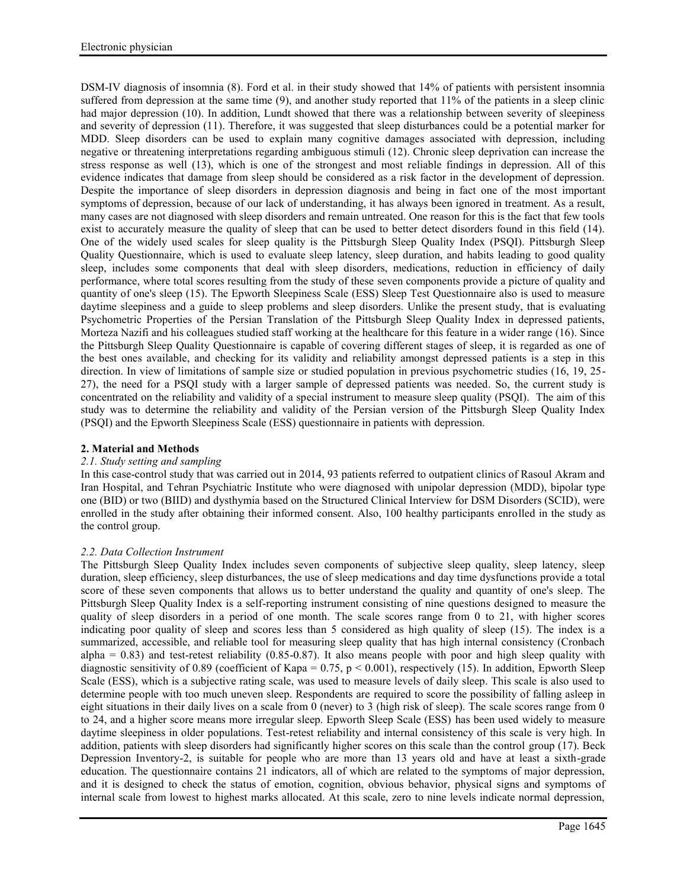DSM-IV diagnosis of insomnia (8). Ford et al. in their study showed that 14% of patients with persistent insomnia suffered from depression at the same time (9), and another study reported that 11% of the patients in a sleep clinic had major depression (10). In addition, Lundt showed that there was a relationship between severity of sleepiness and severity of depression (11). Therefore, it was suggested that sleep disturbances could be a potential marker for MDD. Sleep disorders can be used to explain many cognitive damages associated with depression, including negative or threatening interpretations regarding ambiguous stimuli (12). Chronic sleep deprivation can increase the stress response as well (13), which is one of the strongest and most reliable findings in depression. All of this evidence indicates that damage from sleep should be considered as a risk factor in the development of depression. Despite the importance of sleep disorders in depression diagnosis and being in fact one of the most important symptoms of depression, because of our lack of understanding, it has always been ignored in treatment. As a result, many cases are not diagnosed with sleep disorders and remain untreated. One reason for this is the fact that few tools exist to accurately measure the quality of sleep that can be used to better detect disorders found in this field (14). One of the widely used scales for sleep quality is the Pittsburgh Sleep Quality Index (PSQI). Pittsburgh Sleep Quality Questionnaire, which is used to evaluate sleep latency, sleep duration, and habits leading to good quality sleep, includes some components that deal with sleep disorders, medications, reduction in efficiency of daily performance, where total scores resulting from the study of these seven components provide a picture of quality and quantity of one's sleep (15). The Epworth Sleepiness Scale (ESS) Sleep Test Questionnaire also is used to measure daytime sleepiness and a guide to sleep problems and sleep disorders. Unlike the present study, that is evaluating Psychometric Properties of the Persian Translation of the Pittsburgh Sleep Quality Index in depressed patients, Morteza Nazifi and his colleagues studied staff working at the healthcare for this feature in a wider range (16). Since the Pittsburgh Sleep Quality Questionnaire is capable of covering different stages of sleep, it is regarded as one of the best ones available, and checking for its validity and reliability amongst depressed patients is a step in this direction. In view of limitations of sample size or studied population in previous psychometric studies (16, 19, 25-27), the need for a PSQI study with a larger sample of depressed patients was needed. So, the current study is concentrated on the reliability and validity of a special instrument to measure sleep quality (PSQI). The aim of this study was to determine the reliability and validity of the Persian version of the Pittsburgh Sleep Quality Index (PSQI) and the Epworth Sleepiness Scale (ESS) questionnaire in patients with depression.

## 2. Material and Methods

### *2.1. Study setting and sampling*

In this case-control study that was carried out in 2014, 93 patients referred to outpatient clinics of Rasoul Akram and Iran Hospital, and Tehran Psychiatric Institute who were diagnosed with unipolar depression (MDD), bipolar type one (BID) or two (BIID) and dysthymia based on the Structured Clinical Interview for DSM Disorders (SCID), were enrolled in the study after obtaining their informed consent. Also, 100 healthy participants enrolled in the study as the control group.

### *2.2. Data Collection Instrument*

The Pittsburgh Sleep Quality Index includes seven components of subjective sleep quality, sleep latency, sleep duration, sleep efficiency, sleep disturbances, the use of sleep medications and day time dysfunctions provide a total score of these seven components that allows us to better understand the quality and quantity of one's sleep. The Pittsburgh Sleep Quality Index is a self-reporting instrument consisting of nine questions designed to measure the quality of sleep disorders in a period of one month. The scale scores range from 0 to 21, with higher scores indicating poor quality of sleep and scores less than 5 considered as high quality of sleep (15). The index is a summarized, accessible, and reliable tool for measuring sleep quality that has high internal consistency (Cronbach alpha = 0.83) and test-retest reliability (0.85-0.87). It also means people with poor and high sleep quality with diagnostic sensitivity of 0.89 (coefficient of Kapa = 0.75, $p < 0.001$), respectively (15). In addition, Epworth Sleep Scale (ESS), which is a subjective rating scale, was used to measure levels of daily sleep. This scale is also used to determine people with too much uneven sleep. Respondents are required to score the possibility of falling asleep in eight situations in their daily lives on a scale from 0 (never) to 3 (high risk of sleep). The scale scores range from 0 to 24, and a higher score means more irregular sleep. Epworth Sleep Scale (ESS) has been used widely to measure daytime sleepiness in older populations. Test-retest reliability and internal consistency of this scale is very high. In addition, patients with sleep disorders had significantly higher scores on this scale than the control group (17). Beck Depression Inventory-2, is suitable for people who are more than 13 years old and have at least a sixth-grade education. The questionnaire contains 21 indicators, all of which are related to the symptoms of major depression, and it is designed to check the status of emotion, cognition, obvious behavior, physical signs and symptoms of internal scale from lowest to highest marks allocated. At this scale, zero to nine levels indicate normal depression,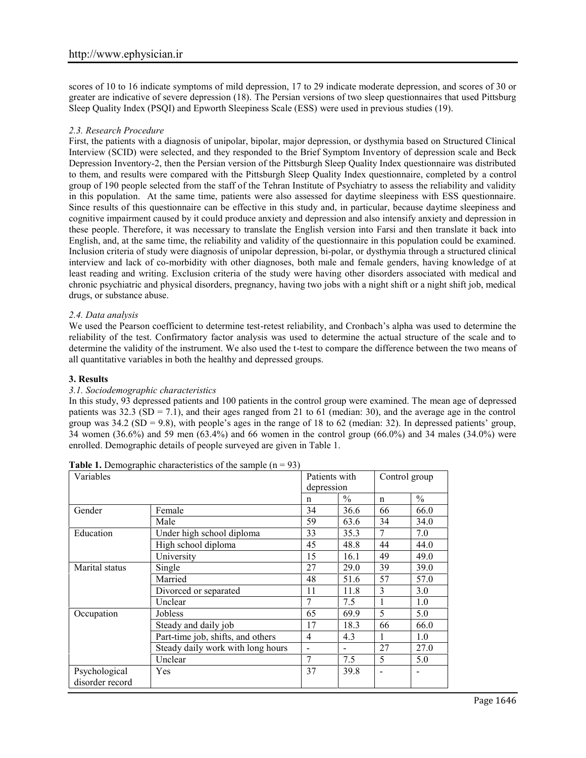scores of 10 to 16 indicate symptoms of mild depression, 17 to 29 indicate moderate depression, and scores of 30 or greater are indicative of severe depression (18). The Persian versions of two sleep questionnaires that used Pittsburg Sleep Quality Index (PSQI) and Epworth Sleepiness Scale (ESS) were used in previous studies (19).

### *2.3. Research Procedure*

First, the patients with a diagnosis of unipolar, bipolar, major depression, or dysthymia based on Structured Clinical Interview (SCID) were selected, and they responded to the Brief Symptom Inventory of depression scale and Beck Depression Inventory-2, then the Persian version of the Pittsburgh Sleep Quality Index questionnaire was distributed to them, and results were compared with the Pittsburgh Sleep Quality Index questionnaire, completed by a control group of 190 people selected from the staff of the Tehran Institute of Psychiatry to assess the reliability and validity in this population. At the same time, patients were also assessed for daytime sleepiness with ESS questionnaire. Since results of this questionnaire can be effective in this study and, in particular, because daytime sleepiness and cognitive impairment caused by it could produce anxiety and depression and also intensify anxiety and depression in these people. Therefore, it was necessary to translate the English version into Farsi and then translate it back into English, and, at the same time, the reliability and validity of the questionnaire in this population could be examined. Inclusion criteria of study were diagnosis of unipolar depression, bi-polar, or dysthymia through a structured clinical interview and lack of co-morbidity with other diagnoses, both male and female genders, having knowledge of at least reading and writing. Exclusion criteria of the study were having other disorders associated with medical and chronic psychiatric and physical disorders, pregnancy, having two jobs with a night shift or a night shift job, medical drugs, or substance abuse.

### *2.4. Data analysis*

We used the Pearson coefficient to determine test-retest reliability, and Cronbach's alpha was used to determine the reliability of the test. Confirmatory factor analysis was used to determine the actual structure of the scale and to determine the validity of the instrument. We also used the t-test to compare the difference between the two means of all quantitative variables in both the healthy and depressed groups.

## 3. Results

### *3.1. Sociodemographic characteristics*

In this study, 93 depressed patients and 100 patients in the control group were examined. The mean age of depressed patients was 32.3 (SD = 7.1), and their ages ranged from 21 to 61 (median: 30), and the average age in the control group was 34.2 (SD = 9.8), with people's ages in the range of 18 to 62 (median: 32). In depressed patients' group, 34 women (36.6%) and 59 men (63.4%) and 66 women in the control group (66.0%) and 34 males (34.0%) were enrolled. Demographic details of people surveyed are given in Table 1.

**Table 1.** Demographic characteristics of the sample (n = 93)

| Variables | | Patients with depression | | Control group | |
|---|---|---|---|---|---|
| | | n | % | n | % |
| Gender | Female | 34 | 36.6 | 66 | 66.0 |
| | Male | 59 | 63.6 | 34 | 34.0 |
| Education | Under high school diploma | 33 | 35.3 | 7 | 7.0 |
| | High school diploma | 45 | 48.8 | 44 | 44.0 |
| | University | 15 | 16.1 | 49 | 49.0 |
| Marital status | Single | 27 | 29.0 | 39 | 39.0 |
| | Married | 48 | 51.6 | 57 | 57.0 |
| | Divorced or separated | 11 | 11.8 | 3 | 3.0 |
| | Unclear | 7 | 7.5 | 1 | 1.0 |
| Occupation | Jobless | 65 | 69.9 | 5 | 5.0 |
| | Steady and daily job | 17 | 18.3 | 66 | 66.0 |
| | Part-time job, shifts, and others | 4 | 4.3 | 1 | 1.0 |
| | Steady daily work with long hours | - | - | 27 | 27.0 |
| | Unclear | 7 | 7.5 | 5 | 5.0 |
| Psychological disorder record | Yes | 37 | 39.8 | - | - |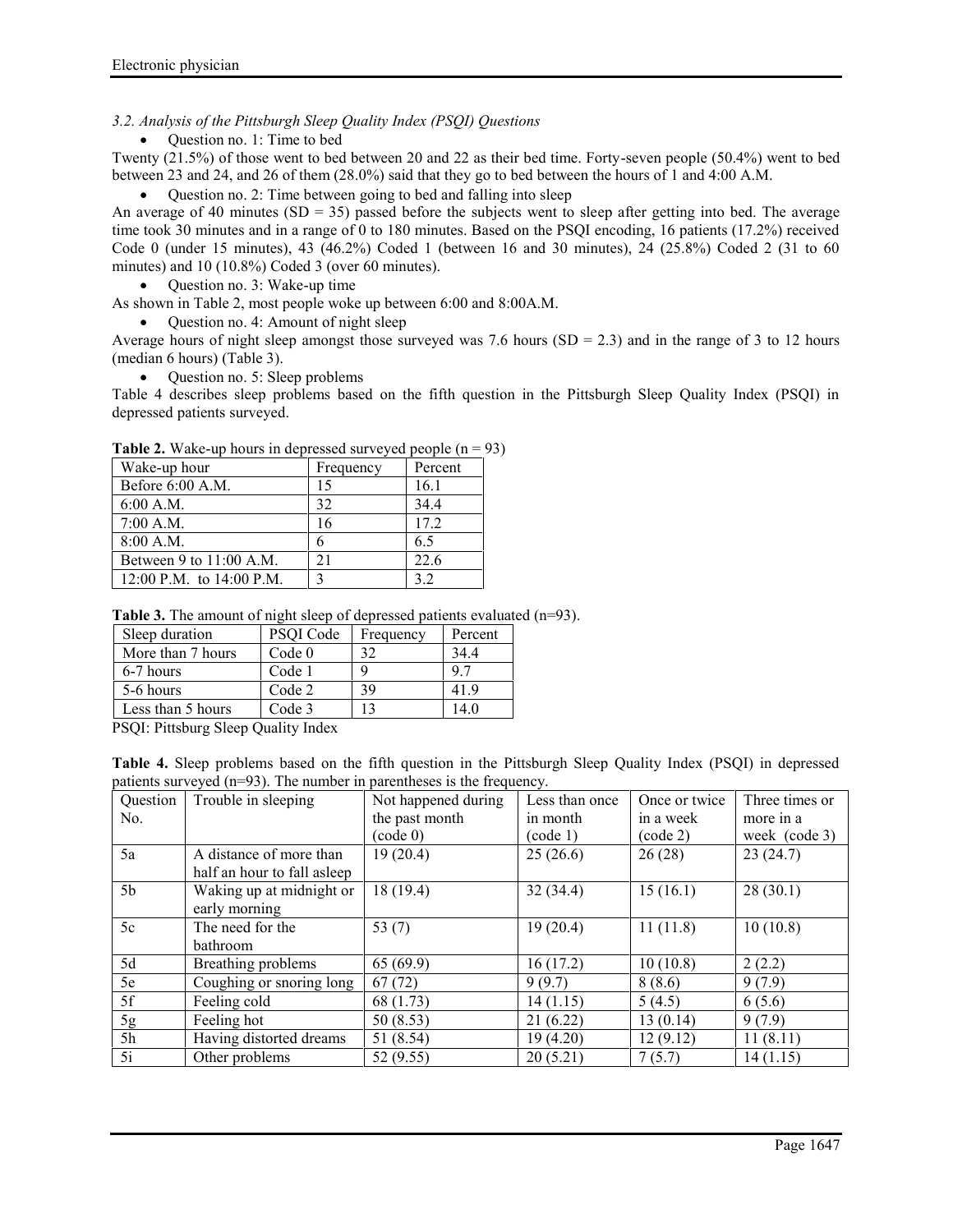*3.2. Analysis of the Pittsburgh Sleep Quality Index (PSQI) Questions*

- Question no. 1: Time to bed

Twenty (21.5%) of those went to bed between 20 and 22 as their bed time. Forty-seven people (50.4%) went to bed between 23 and 24, and 26 of them (28.0%) said that they go to bed between the hours of 1 and 4:00 A.M.

- Question no. 2: Time between going to bed and falling into sleep

An average of 40 minutes (SD = 35) passed before the subjects went to sleep after getting into bed. The average time took 30 minutes and in a range of 0 to 180 minutes. Based on the PSQI encoding, 16 patients (17.2%) received Code 0 (under 15 minutes), 43 (46.2%) Coded 1 (between 16 and 30 minutes), 24 (25.8%) Coded 2 (31 to 60 minutes) and 10 (10.8%) Coded 3 (over 60 minutes).

- Question no. 3: Wake-up time

As shown in Table 2, most people woke up between 6:00 and 8:00A.M.

- Question no. 4: Amount of night sleep

Average hours of night sleep amongst those surveyed was 7.6 hours (SD = 2.3) and in the range of 3 to 12 hours (median 6 hours) (Table 3).

- Question no. 5: Sleep problems

Table 4 describes sleep problems based on the fifth question in the Pittsburgh Sleep Quality Index (PSQI) in depressed patients surveyed.

**Table 2.** Wake-up hours in depressed surveyed people (n = 93)

| Wake-up hour | Frequency | Percent |
|---|---|---|
| Before 6:00 A.M. | 15 | 16.1 |
| 6:00 A.M. | 32 | 34.4 |
| 7:00 A.M. | 16 | 17.2 |
| 8:00 A.M. | 6 | 6.5 |
| Between 9 to 11:00 A.M. | 21 | 22.6 |
| 12:00 P.M. to 14:00 P.M. | 3 | 3.2 |

**Table 3.** The amount of night sleep of depressed patients evaluated (n=93).

| Sleep duration | PSQI Code | Frequency | Percent |
|---|---|---|---|
| More than 7 hours | Code 0 | 32 | 34.4 |
| 6-7 hours | Code 1 | 9 | 9.7 |
| 5-6 hours | Code 2 | 39 | 41.9 |
| Less than 5 hours | Code 3 | 13 | 14.0 |

PSQI: Pittsburg Sleep Quality Index

**Table 4.** Sleep problems based on the fifth question in the Pittsburgh Sleep Quality Index (PSQI) in depressed patients surveyed (n=93). The number in parentheses is the frequency.

| Question No. | Trouble in sleeping | Not happened during the past month (code 0) | Less than once in month (code 1) | Once or twice in a week (code 2) | Three times or more in a week (code 3) |
|---|---|---|---|---|---|
| 5a | A distance of more than half an hour to fall asleep | 19 (20.4) | 25 (26.6) | 26 (28) | 23 (24.7) |
| 5b | Waking up at midnight or early morning | 18 (19.4) | 32 (34.4) | 15 (16.1) | 28 (30.1) |
| 5c | The need for the bathroom | 53 (7) | 19 (20.4) | 11 (11.8) | 10 (10.8) |
| 5d | Breathing problems | 65 (69.9) | 16 (17.2) | 10 (10.8) | 2 (2.2) |
| 5e | Coughing or snoring long | 67 (72) | 9 (9.7) | 8 (8.6) | 9 (7.9) |
| 5f | Feeling cold | 68 (1.73) | 14 (1.15) | 5 (4.5) | 6 (5.6) |
| 5g | Feeling hot | 50 (8.53) | 21 (6.22) | 13 (0.14) | 9 (7.9) |
| 5h | Having distorted dreams | 51 (8.54) | 19 (4.20) | 12 (9.12) | 11 (8.11) |
| 5i | Other problems | 52 (9.55) | 20 (5.21) | 7 (5.7) | 14 (1.15) |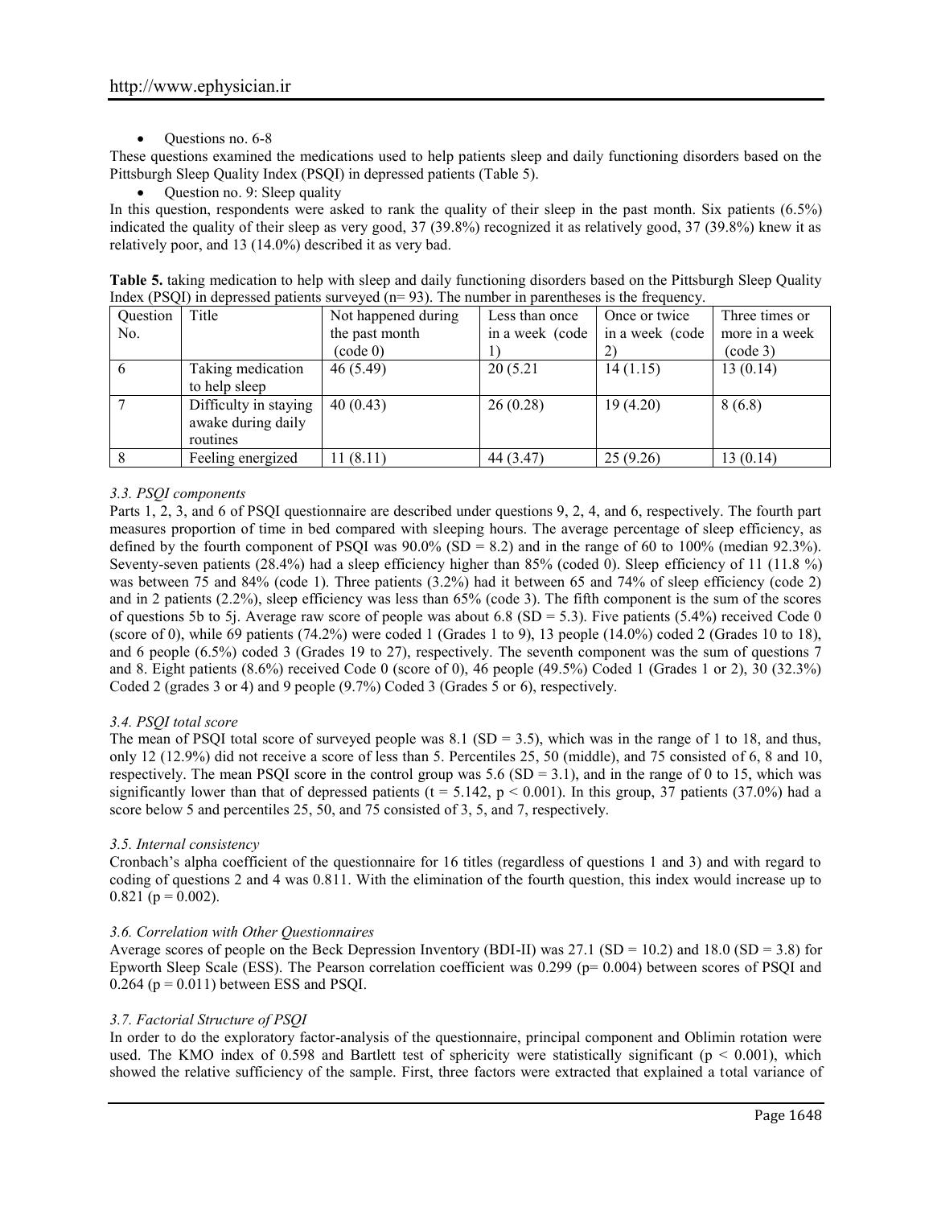- Questions no. 6-8

These questions examined the medications used to help patients sleep and daily functioning disorders based on the Pittsburgh Sleep Quality Index (PSQI) in depressed patients (Table 5).

- Question no. 9: Sleep quality

In this question, respondents were asked to rank the quality of their sleep in the past month. Six patients (6.5%) indicated the quality of their sleep as very good, 37 (39.8%) recognized it as relatively good, 37 (39.8%) knew it as relatively poor, and 13 (14.0%) described it as very bad.

**Table 5.** taking medication to help with sleep and daily functioning disorders based on the Pittsburgh Sleep Quality Index (PSQI) in depressed patients surveyed (n= 93). The number in parentheses is the frequency.

| Question No. | Title | Not happened during the past month (code 0) | Less than once in a week (code 1) | Once or twice in a week (code 2) | Three times or more in a week (code 3) |
|---|---|---|---|---|---|
| 6 | Taking medication to help sleep | 46 (5.49) | 20 (5.21 | 14 (1.15) | 13 (0.14) |
| 7 | Difficulty in staying awake during daily routines | 40 (0.43) | 26 (0.28) | 19 (4.20) | 8 (6.8) |
| 8 | Feeling energized | 11 (8.11) | 44 (3.47) | 25 (9.26) | 13 (0.14) |

### *3.3. PSQI components*

Parts 1, 2, 3, and 6 of PSQI questionnaire are described under questions 9, 2, 4, and 6, respectively. The fourth part measures proportion of time in bed compared with sleeping hours. The average percentage of sleep efficiency, as defined by the fourth component of PSQI was 90.0% (SD = 8.2) and in the range of 60 to 100% (median 92.3%). Seventy-seven patients (28.4%) had a sleep efficiency higher than 85% (coded 0). Sleep efficiency of 11 (11.8 %) was between 75 and 84% (code 1). Three patients (3.2%) had it between 65 and 74% of sleep efficiency (code 2) and in 2 patients (2.2%), sleep efficiency was less than 65% (code 3). The fifth component is the sum of the scores of questions 5b to 5j. Average raw score of people was about 6.8 (SD = 5.3). Five patients (5.4%) received Code 0 (score of 0), while 69 patients (74.2%) were coded 1 (Grades 1 to 9), 13 people (14.0%) coded 2 (Grades 10 to 18), and 6 people (6.5%) coded 3 (Grades 19 to 27), respectively. The seventh component was the sum of questions 7 and 8. Eight patients (8.6%) received Code 0 (score of 0), 46 people (49.5%) Coded 1 (Grades 1 or 2), 30 (32.3%) Coded 2 (grades 3 or 4) and 9 people (9.7%) Coded 3 (Grades 5 or 6), respectively.

### *3.4. PSQI total score*

The mean of PSQI total score of surveyed people was 8.1 (SD = 3.5), which was in the range of 1 to 18, and thus, only 12 (12.9%) did not receive a score of less than 5. Percentiles 25, 50 (middle), and 75 consisted of 6, 8 and 10, respectively. The mean PSQI score in the control group was 5.6 (SD = 3.1), and in the range of 0 to 15, which was significantly lower than that of depressed patients ($t = 5.142$, $p < 0.001$). In this group, 37 patients (37.0%) had a score below 5 and percentiles 25, 50, and 75 consisted of 3, 5, and 7, respectively.

### *3.5. Internal consistency*

Cronbach's alpha coefficient of the questionnaire for 16 titles (regardless of questions 1 and 3) and with regard to coding of questions 2 and 4 was 0.811. With the elimination of the fourth question, this index would increase up to 0.821 ($p = 0.002$).

### *3.6. Correlation with Other Questionnaires*

Average scores of people on the Beck Depression Inventory (BDI-II) was 27.1 (SD = 10.2) and 18.0 (SD = 3.8) for Epworth Sleep Scale (ESS). The Pearson correlation coefficient was 0.299 ($p= 0.004$) between scores of PSQI and 0.264 ($p = 0.011$) between ESS and PSQI.

### *3.7. Factorial Structure of PSQI*

In order to do the exploratory factor-analysis of the questionnaire, principal component and Oblimin rotation were used. The KMO index of 0.598 and Bartlett test of sphericity were statistically significant ($p < 0.001$), which showed the relative sufficiency of the sample. First, three factors were extracted that explained a total variance of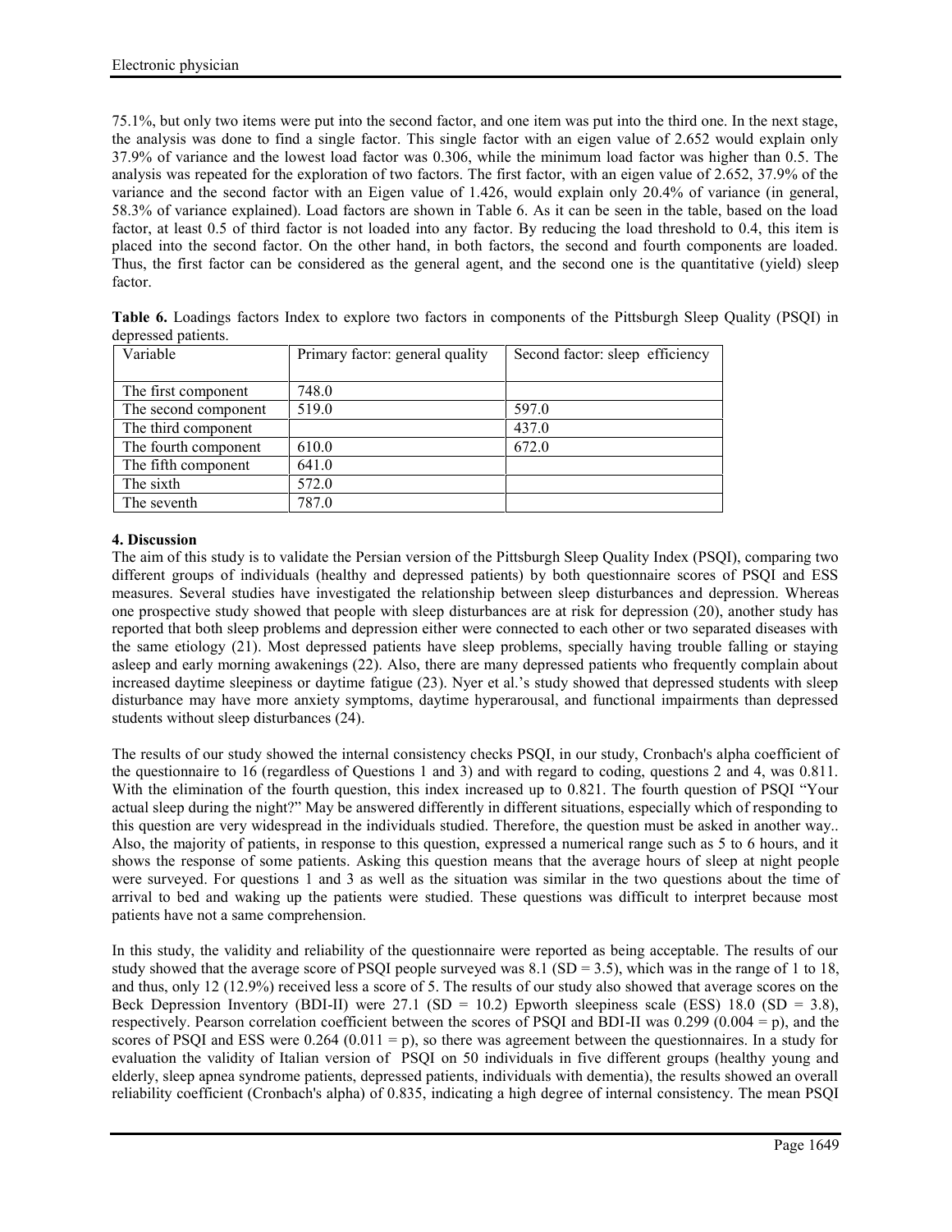75.1%, but only two items were put into the second factor, and one item was put into the third one. In the next stage, the analysis was done to find a single factor. This single factor with an eigen value of 2.652 would explain only 37.9% of variance and the lowest load factor was 0.306, while the minimum load factor was higher than 0.5. The analysis was repeated for the exploration of two factors. The first factor, with an eigen value of 2.652, 37.9% of the variance and the second factor with an Eigen value of 1.426, would explain only 20.4% of variance (in general, 58.3% of variance explained). Load factors are shown in Table 6. As it can be seen in the table, based on the load factor, at least 0.5 of third factor is not loaded into any factor. By reducing the load threshold to 0.4, this item is placed into the second factor. On the other hand, in both factors, the second and fourth components are loaded. Thus, the first factor can be considered as the general agent, and the second one is the quantitative (yield) sleep factor.

**Table 6.** Loadings factors Index to explore two factors in components of the Pittsburgh Sleep Quality (PSQI) in depressed patients.

| Variable | Primary factor: general quality | Second factor: sleep efficiency |
|---|---|---|
| The first component | 748.0 | |
| The second component | 519.0 | 597.0 |
| The third component | | 437.0 |
| The fourth component | 610.0 | 672.0 |
| The fifth component | 641.0 | |
| The sixth | 572.0 | |
| The seventh | 787.0 | |

## 4. Discussion

The aim of this study is to validate the Persian version of the Pittsburgh Sleep Quality Index (PSQI), comparing two different groups of individuals (healthy and depressed patients) by both questionnaire scores of PSQI and ESS measures. Several studies have investigated the relationship between sleep disturbances and depression. Whereas one prospective study showed that people with sleep disturbances are at risk for depression (20), another study has reported that both sleep problems and depression either were connected to each other or two separated diseases with the same etiology (21). Most depressed patients have sleep problems, specially having trouble falling or staying asleep and early morning awakenings (22). Also, there are many depressed patients who frequently complain about increased daytime sleepiness or daytime fatigue (23). Nyer et al.'s study showed that depressed students with sleep disturbance may have more anxiety symptoms, daytime hyperarousal, and functional impairments than depressed students without sleep disturbances (24).

The results of our study showed the internal consistency checks PSQI, in our study, Cronbach's alpha coefficient of the questionnaire to 16 (regardless of Questions 1 and 3) and with regard to coding, questions 2 and 4, was 0.811. With the elimination of the fourth question, this index increased up to 0.821. The fourth question of PSQI "Your actual sleep during the night?" May be answered differently in different situations, especially which of responding to this question are very widespread in the individuals studied. Therefore, the question must be asked in another way.. Also, the majority of patients, in response to this question, expressed a numerical range such as 5 to 6 hours, and it shows the response of some patients. Asking this question means that the average hours of sleep at night people were surveyed. For questions 1 and 3 as well as the situation was similar in the two questions about the time of arrival to bed and waking up the patients were studied. These questions was difficult to interpret because most patients have not a same comprehension.

In this study, the validity and reliability of the questionnaire were reported as being acceptable. The results of our study showed that the average score of PSQI people surveyed was 8.1 (SD = 3.5), which was in the range of 1 to 18, and thus, only 12 (12.9%) received less a score of 5. The results of our study also showed that average scores on the Beck Depression Inventory (BDI-II) were 27.1 (SD = 10.2) Epworth sleepiness scale (ESS) 18.0 (SD = 3.8), respectively. Pearson correlation coefficient between the scores of PSQI and BDI-II was 0.299 (0.004 = p), and the scores of PSQI and ESS were 0.264 (0.011 = p), so there was agreement between the questionnaires. In a study for evaluation the validity of Italian version of PSQI on 50 individuals in five different groups (healthy young and elderly, sleep apnea syndrome patients, depressed patients, individuals with dementia), the results showed an overall reliability coefficient (Cronbach's alpha) of 0.835, indicating a high degree of internal consistency. The mean PSQI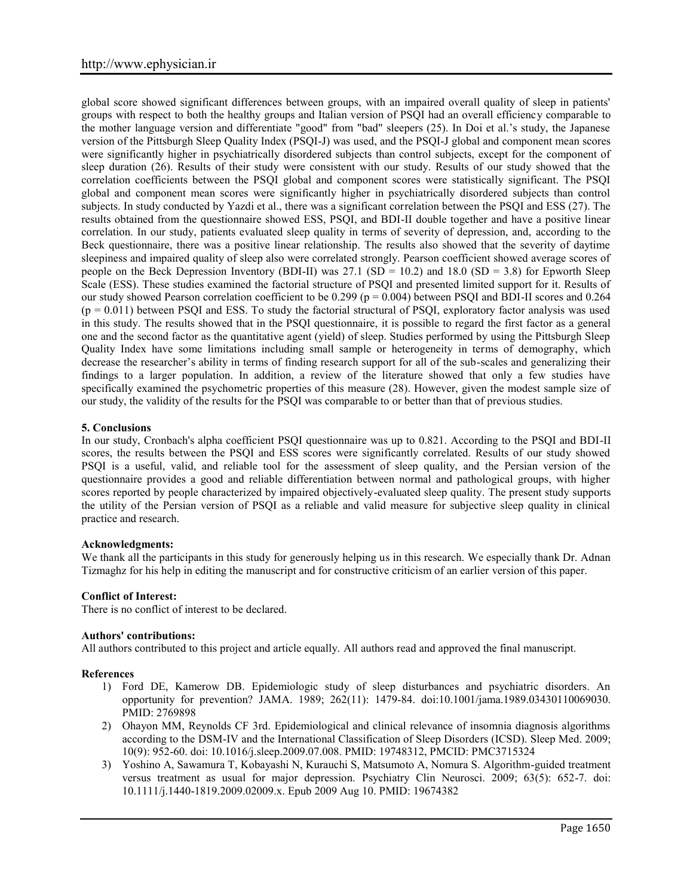global score showed significant differences between groups, with an impaired overall quality of sleep in patients' groups with respect to both the healthy groups and Italian version of PSQI had an overall efficiency comparable to the mother language version and differentiate "good" from "bad" sleepers (25). In Doi et al.'s study, the Japanese version of the Pittsburgh Sleep Quality Index (PSQI-J) was used, and the PSQI-J global and component mean scores were significantly higher in psychiatrically disordered subjects than control subjects, except for the component of sleep duration (26). Results of their study were consistent with our study. Results of our study showed that the correlation coefficients between the PSQI global and component scores were statistically significant. The PSQI global and component mean scores were significantly higher in psychiatrically disordered subjects than control subjects. In study conducted by Yazdi et al., there was a significant correlation between the PSQI and ESS (27). The results obtained from the questionnaire showed ESS, PSQI, and BDI-II double together and have a positive linear correlation. In our study, patients evaluated sleep quality in terms of severity of depression, and, according to the Beck questionnaire, there was a positive linear relationship. The results also showed that the severity of daytime sleepiness and impaired quality of sleep also were correlated strongly. Pearson coefficient showed average scores of people on the Beck Depression Inventory (BDI-II) was 27.1 (SD = 10.2) and 18.0 (SD = 3.8) for Epworth Sleep Scale (ESS). These studies examined the factorial structure of PSQI and presented limited support for it. Results of our study showed Pearson correlation coefficient to be 0.299 ($p = 0.004$) between PSQI and BDI-II scores and 0.264 ($p = 0.011$) between PSQI and ESS. To study the factorial structural of PSQI, exploratory factor analysis was used in this study. The results showed that in the PSQI questionnaire, it is possible to regard the first factor as a general one and the second factor as the quantitative agent (yield) of sleep. Studies performed by using the Pittsburgh Sleep Quality Index have some limitations including small sample or heterogeneity in terms of demography, which decrease the researcher's ability in terms of finding research support for all of the sub-scales and generalizing their findings to a larger population. In addition, a review of the literature showed that only a few studies have specifically examined the psychometric properties of this measure (28). However, given the modest sample size of our study, the validity of the results for the PSQI was comparable to or better than that of previous studies.

### 5. Conclusions

In our study, Cronbach's alpha coefficient PSQI questionnaire was up to 0.821. According to the PSQI and BDI-II scores, the results between the PSQI and ESS scores were significantly correlated. Results of our study showed PSQI is a useful, valid, and reliable tool for the assessment of sleep quality, and the Persian version of the questionnaire provides a good and reliable differentiation between normal and pathological groups, with higher scores reported by people characterized by impaired objectively-evaluated sleep quality. The present study supports the utility of the Persian version of PSQI as a reliable and valid measure for subjective sleep quality in clinical practice and research.

**Acknowledgments:**

We thank all the participants in this study for generously helping us in this research. We especially thank Dr. Adnan Tizmaghz for his help in editing the manuscript and for constructive criticism of an earlier version of this paper.

**Conflict of Interest:**

There is no conflict of interest to be declared.

**Authors' contributions:**

All authors contributed to this project and article equally. All authors read and approved the final manuscript.

**References**

1) Ford DE, Kamerow DB. Epidemiologic study of sleep disturbances and psychiatric disorders. An opportunity for prevention? JAMA. 1989; 262(11): 1479-84. doi:10.1001/jama.1989.03430110069030. PMID: 2769898
2) Ohayon MM, Reynolds CF 3rd. Epidemiological and clinical relevance of insomnia diagnosis algorithms according to the DSM-IV and the International Classification of Sleep Disorders (ICSD). Sleep Med. 2009; 10(9): 952-60. doi: 10.1016/j.sleep.2009.07.008. PMID: 19748312, PMCID: PMC3715324
3) Yoshino A, Sawamura T, Kobayashi N, Kurauchi S, Matsumoto A, Nomura S. Algorithm-guided treatment versus treatment as usual for major depression. Psychiatry Clin Neurosci. 2009; 63(5): 652-7. doi: 10.1111/j.1440-1819.2009.02009.x. Epub 2009 Aug 10. PMID: 19674382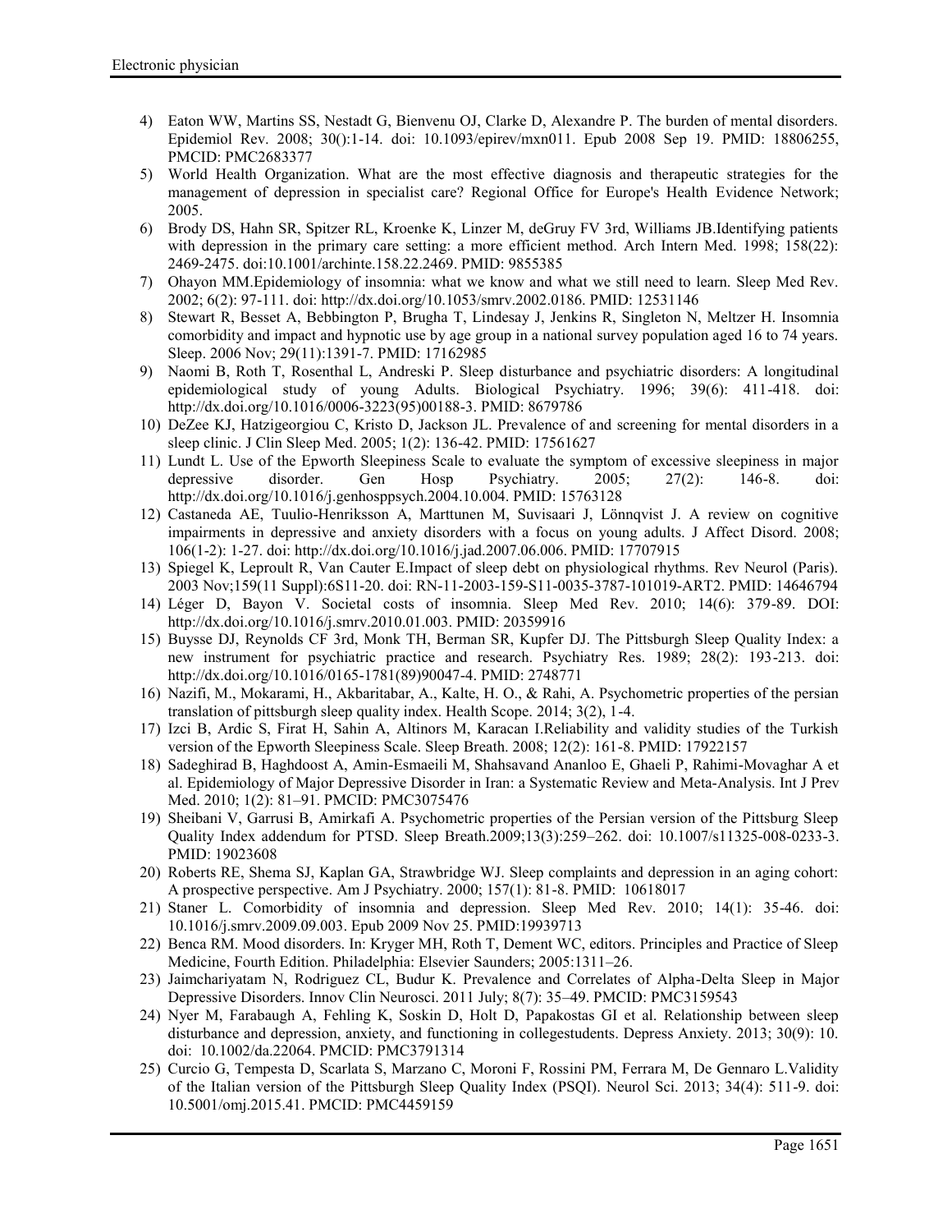4) Eaton WW, Martins SS, Nestadt G, Bienvenu OJ, Clarke D, Alexandre P. The burden of mental disorders. Epidemiol Rev. 2008; 30():1-14. doi: 10.1093/epirev/mxn011. Epub 2008 Sep 19. PMID: 18806255, PMCID: PMC2683377
5) World Health Organization. What are the most effective diagnosis and therapeutic strategies for the management of depression in specialist care? Regional Office for Europe's Health Evidence Network; 2005.
6) Brody DS, Hahn SR, Spitzer RL, Kroenke K, Linzer M, deGruy FV 3rd, Williams JB.Identifying patients with depression in the primary care setting: a more efficient method. Arch Intern Med. 1998; 158(22): 2469-2475. doi:10.1001/archinte.158.22.2469. PMID: 9855385
7) Ohayon MM.Epidemiology of insomnia: what we know and what we still need to learn. Sleep Med Rev. 2002; 6(2): 97-111. doi: http://dx.doi.org/10.1053/smrv.2002.0186. PMID: 12531146
8) Stewart R, Besset A, Bebbington P, Brugha T, Lindesay J, Jenkins R, Singleton N, Meltzer H. Insomnia comorbidity and impact and hypnotic use by age group in a national survey population aged 16 to 74 years. Sleep. 2006 Nov; 29(11):1391-7. PMID: 17162985
9) Naomi B, Roth T, Rosenthal L, Andreski P. Sleep disturbance and psychiatric disorders: A longitudinal epidemiological study of young Adults. Biological Psychiatry. 1996; 39(6): 411-418. doi: http://dx.doi.org/10.1016/0006-3223(95)00188-3. PMID: 8679786
10) DeZee KJ, Hatzigeorgiou C, Kristo D, Jackson JL. Prevalence of and screening for mental disorders in a sleep clinic. J Clin Sleep Med. 2005; 1(2): 136-42. PMID: 17561627
11) Lundt L. Use of the Epworth Sleepiness Scale to evaluate the symptom of excessive sleepiness in major depressive disorder. Gen Hosp Psychiatry. 2005; 27(2): 146-8. doi: http://dx.doi.org/10.1016/j.genhosppsych.2004.10.004. PMID: 15763128
12) Castaneda AE, Tuulio-Henriksson A, Marttunen M, Suvisaari J, Lönnqvist J. A review on cognitive impairments in depressive and anxiety disorders with a focus on young adults. J Affect Disord. 2008; 106(1-2): 1-27. doi: http://dx.doi.org/10.1016/j.jad.2007.06.006. PMID: 17707915
13) Spiegel K, Leproult R, Van Cauter E.Impact of sleep debt on physiological rhythms. Rev Neurol (Paris). 2003 Nov;159(11 Suppl):6S11-20. doi: RN-11-2003-159-S11-0035-3787-101019-ART2. PMID: 14646794
14) Léger D, Bayon V. Societal costs of insomnia. Sleep Med Rev. 2010; 14(6): 379-89. DOI: http://dx.doi.org/10.1016/j.smrv.2010.01.003. PMID: 20359916
15) Buysse DJ, Reynolds CF 3rd, Monk TH, Berman SR, Kupfer DJ. The Pittsburgh Sleep Quality Index: a new instrument for psychiatric practice and research. Psychiatry Res. 1989; 28(2): 193-213. doi: http://dx.doi.org/10.1016/0165-1781(89)90047-4. PMID: 2748771
16) Nazifi, M., Mokarami, H., Akbaritabar, A., Kalte, H. O., & Rahi, A. Psychometric properties of the persian translation of pittsburgh sleep quality index. Health Scope. 2014; 3(2), 1-4.
17) Izci B, Ardic S, Firat H, Sahin A, Altinors M, Karacan I.Reliability and validity studies of the Turkish version of the Epworth Sleepiness Scale. Sleep Breath. 2008; 12(2): 161-8. PMID: 17922157
18) Sadeghirad B, Haghdoost A, Amin-Esmaeili M, Shahsavand Ananloo E, Ghaeli P, Rahimi-Movaghar A et al. Epidemiology of Major Depressive Disorder in Iran: a Systematic Review and Meta-Analysis. Int J Prev Med. 2010; 1(2): 81–91. PMCID: PMC3075476
19) Sheibani V, Garrusi B, Amirkafi A. Psychometric properties of the Persian version of the Pittsburg Sleep Quality Index addendum for PTSD. Sleep Breath.2009;13(3):259–262. doi: 10.1007/s11325-008-0233-3. PMID: 19023608
20) Roberts RE, Shema SJ, Kaplan GA, Strawbridge WJ. Sleep complaints and depression in an aging cohort: A prospective perspective. Am J Psychiatry. 2000; 157(1): 81-8. PMID: 10618017
21) Staner L. Comorbidity of insomnia and depression. Sleep Med Rev. 2010; 14(1): 35-46. doi: 10.1016/j.smrv.2009.09.003. Epub 2009 Nov 25. PMID:19939713
22) Benca RM. Mood disorders. In: Kryger MH, Roth T, Dement WC, editors. Principles and Practice of Sleep Medicine, Fourth Edition. Philadelphia: Elsevier Saunders; 2005:1311–26.
23) Jaimchariyatam N, Rodriguez CL, Budur K. Prevalence and Correlates of Alpha-Delta Sleep in Major Depressive Disorders. Innov Clin Neurosci. 2011 July; 8(7): 35–49. PMCID: PMC3159543
24) Nyer M, Farabaugh A, Fehling K, Soskin D, Holt D, Papakostas GI et al. Relationship between sleep disturbance and depression, anxiety, and functioning in collegestudents. Depress Anxiety. 2013; 30(9): 10. doi: 10.1002/da.22064. PMCID: PMC3791314
25) Curcio G, Tempesta D, Scarlata S, Marzano C, Moroni F, Rossini PM, Ferrara M, De Gennaro L.Validity of the Italian version of the Pittsburgh Sleep Quality Index (PSQI). Neurol Sci. 2013; 34(4): 511-9. doi: 10.5001/omj.2015.41. PMCID: PMC4459159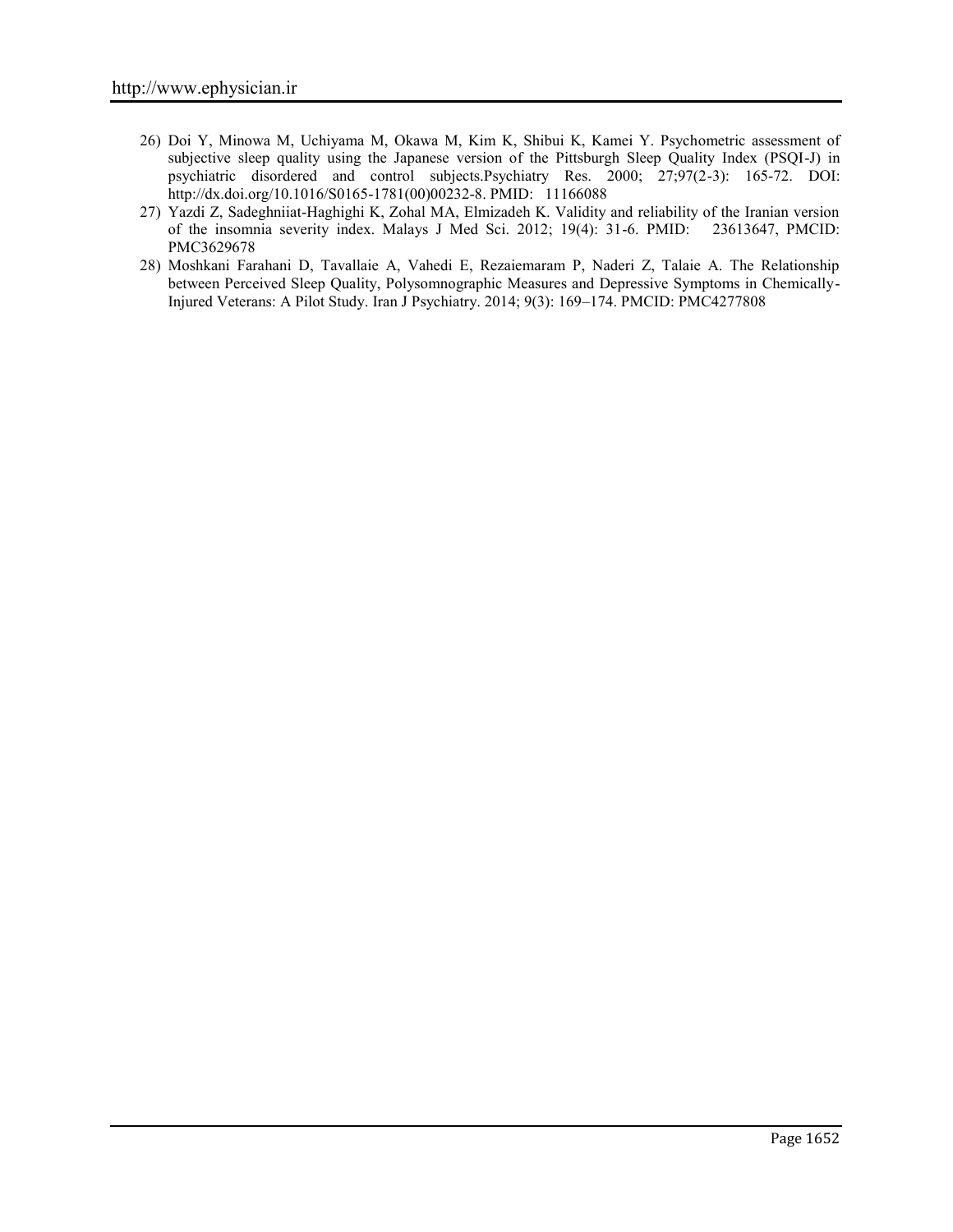26) Doi Y, Minowa M, Uchiyama M, Okawa M, Kim K, Shibui K, Kamei Y. Psychometric assessment of subjective sleep quality using the Japanese version of the Pittsburgh Sleep Quality Index (PSQI-J) in psychiatric disordered and control subjects.Psychiatry Res. 2000; 27;97(2-3): 165-72. DOI: http://dx.doi.org/10.1016/S0165-1781(00)00232-8. PMID: 11166088
27) Yazdi Z, Sadeghniiat-Haghighi K, Zohal MA, Elmizadeh K. Validity and reliability of the Iranian version of the insomnia severity index. Malays J Med Sci. 2012; 19(4): 31-6. PMID: 23613647, PMCID: PMC3629678
28) Moshkani Farahani D, Tavallaie A, Vahedi E, Rezaiemaram P, Naderi Z, Talaie A. The Relationship between Perceived Sleep Quality, Polysomnographic Measures and Depressive Symptoms in Chemically-Injured Veterans: A Pilot Study. Iran J Psychiatry. 2014; 9(3): 169–174. PMCID: PMC4277808